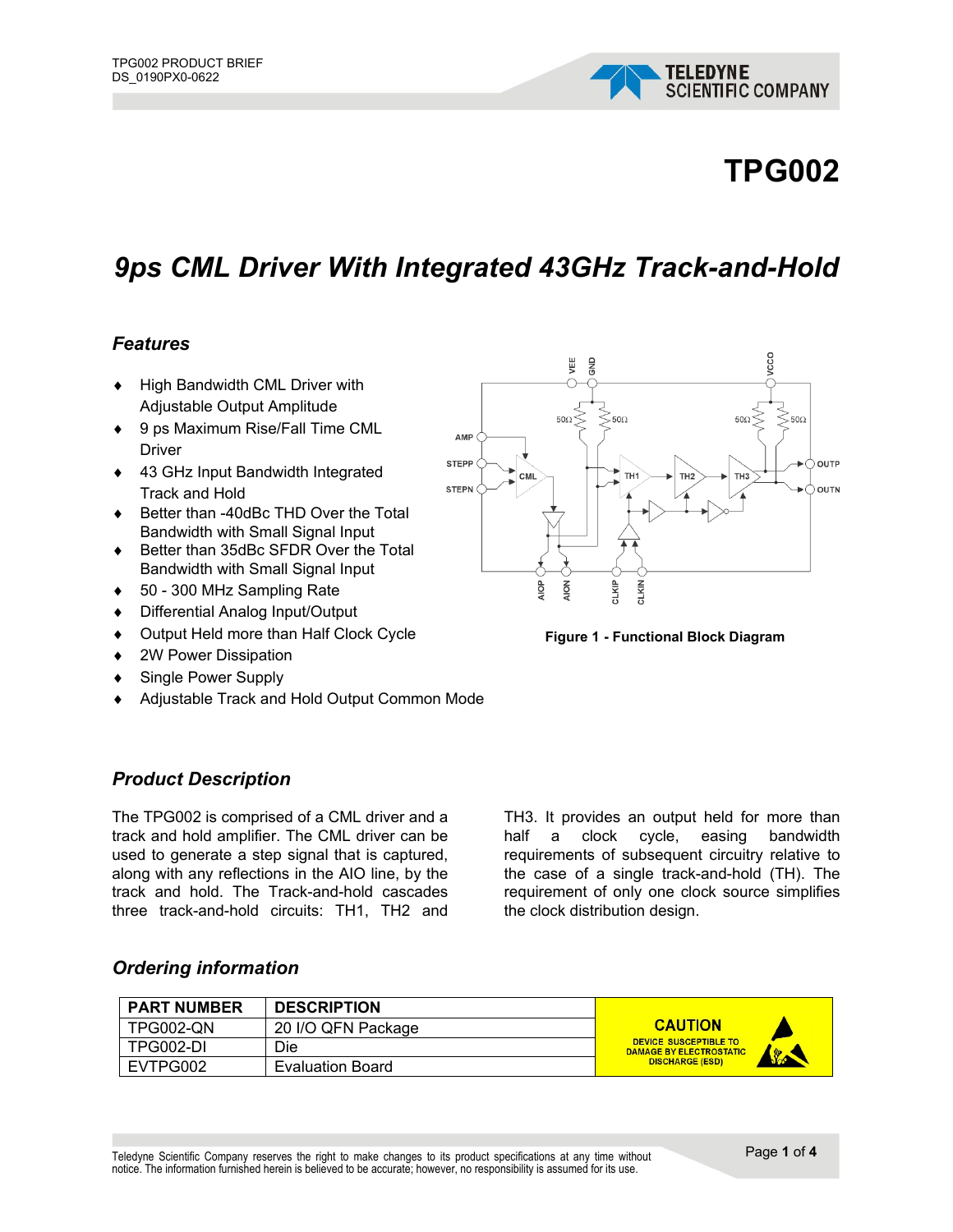# TPG002

## *9ps CML Driver With Integrated 43GHz Track-and-Hold*

### *Features*

- High Bandwidth CML Driver with Adjustable Output Amplitude
- 9 ps Maximum Rise/Fall Time CML Driver
- 43 GHz Input Bandwidth Integrated Track and Hold
- Better than -40dBc THD Over the Total Bandwidth with Small Signal Input
- Better than 35dBc SFDR Over the Total Bandwidth with Small Signal Input
- 50 - 300 MHz Sampling Rate
- Differential Analog Input/Output
- Output Held more than Half Clock Cycle
- 2W Power Dissipation
- Single Power Supply
- Adjustable Track and Hold Output Common Mode

**Figure 1 - Functional Block Diagram**

### *Product Description*

The TPG002 is comprised of a CML driver and a track and hold amplifier. The CML driver can be used to generate a step signal that is captured, along with any reflections in the AIO line, by the track and hold. The Track-and-hold cascades three track-and-hold circuits: TH1, TH2 and TH3. It provides an output held for more than half a clock cycle, easing bandwidth requirements of subsequent circuitry relative to the case of a single track-and-hold (TH). The requirement of only one clock source simplifies the clock distribution design.

### *Ordering information*

| PART NUMBER | DESCRIPTION |
|---|---|
| TPG002-QN | 20 I/O QFN Package |
| TPG002-DI | Die |
| EVTPG002 | Evaluation Board |

CAUTION
DEVICE SUSCEPTIBLE TO DAMAGE BY ELECTROSTATIC DISCHARGE (ESD)

Teledyne Scientific Company reserves the right to make changes to its product specifications at any time without notice. The information furnished herein is believed to be accurate; however, no responsibility is assumed for its use.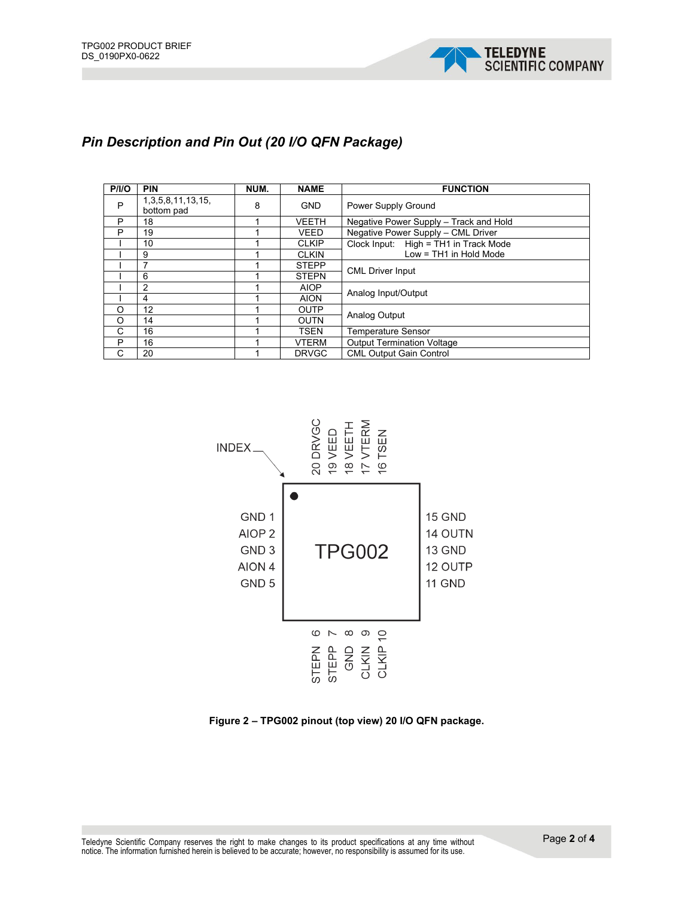## Pin Description and Pin Out (20 I/O QFN Package)

| P/I/O | PIN | NUM. | NAME | FUNCTION |
|---|---|---|---|---|
| P | 1,3,5,8,11,13,15, bottom pad | 8 | GND | Power Supply Ground |
| P | 18 | 1 | VEETH | Negative Power Supply – Track and Hold |
| P | 19 | 1 | VEED | Negative Power Supply – CML Driver |
| I | 10 | 1 | CLKIP | Clock Input: High = TH1 in Track Mode |
| I | 9 | 1 | CLKIN | Low = TH1 in Hold Mode |
| I | 7 | 1 | STEPP | CML Driver Input |
| I | 6 | 1 | STEPN | |
| I | 2 | 1 | AIOP | Analog Input/Output |
| I | 4 | 1 | AION | |
| O | 12 | 1 | OUTP | Analog Output |
| O | 14 | 1 | OUTN | |
| C | 16 | 1 | TSEN | Temperature Sensor |
| P | 16 | 1 | VTERM | Output Termination Voltage |
| C | 20 | 1 | DRVGC | CML Output Gain Control |

INDEX

20 DRVGC, 19 VEED, 18 VEETH, 17 VTERM, 16 TSEN

GND 1, AIOP 2, GND 3, AION 4, GND 5

TPG002

15 GND, 14 OUTN, 13 GND, 12 OUTP, 11 GND

STEPN 6, STEPP 7, GND 8, CLKIN 9, CLKIP 10

**Figure 2 – TPG002 pinout (top view) 20 I/O QFN package.**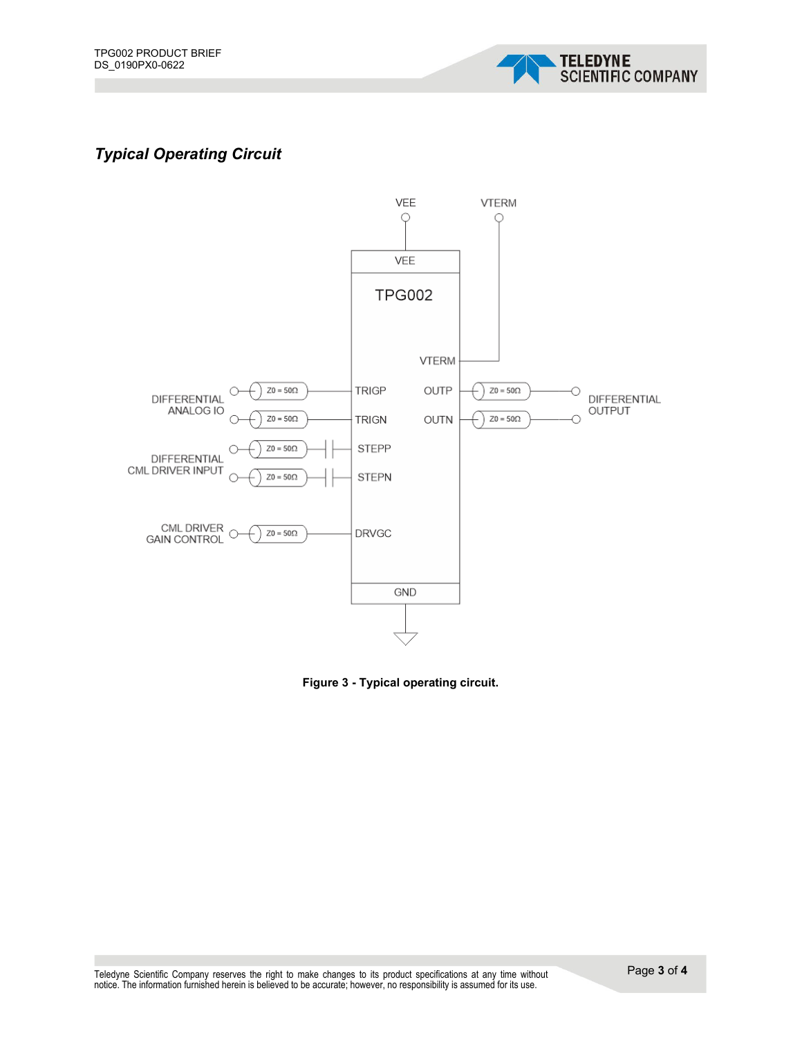## *Typical Operating Circuit*

**Figure 3 - Typical operating circuit.**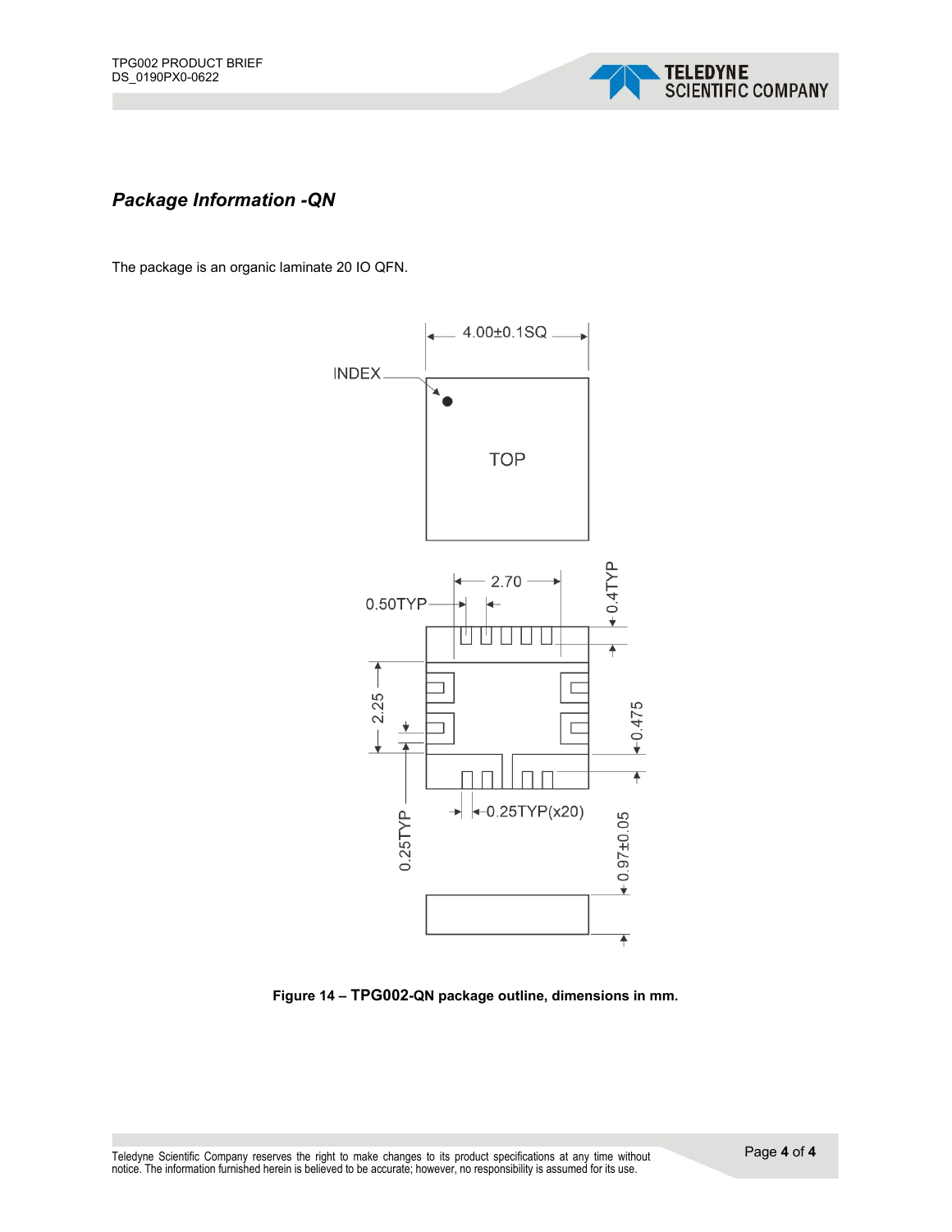## *Package Information -QN*

The package is an organic laminate 20 IO QFN.

4.00±0.1SQ

INDEX

TOP

0.50TYP

2.70

0.4TYP

2.25

0.475

0.25TYP(x20)

0.25TYP

0.97±0.05

**Figure 14 – TPG002-QN package outline, dimensions in mm.**

Teledyne Scientific Company reserves the right to make changes to its product specifications at any time without notice. The information furnished herein is believed to be accurate; however, no responsibility is assumed for its use.